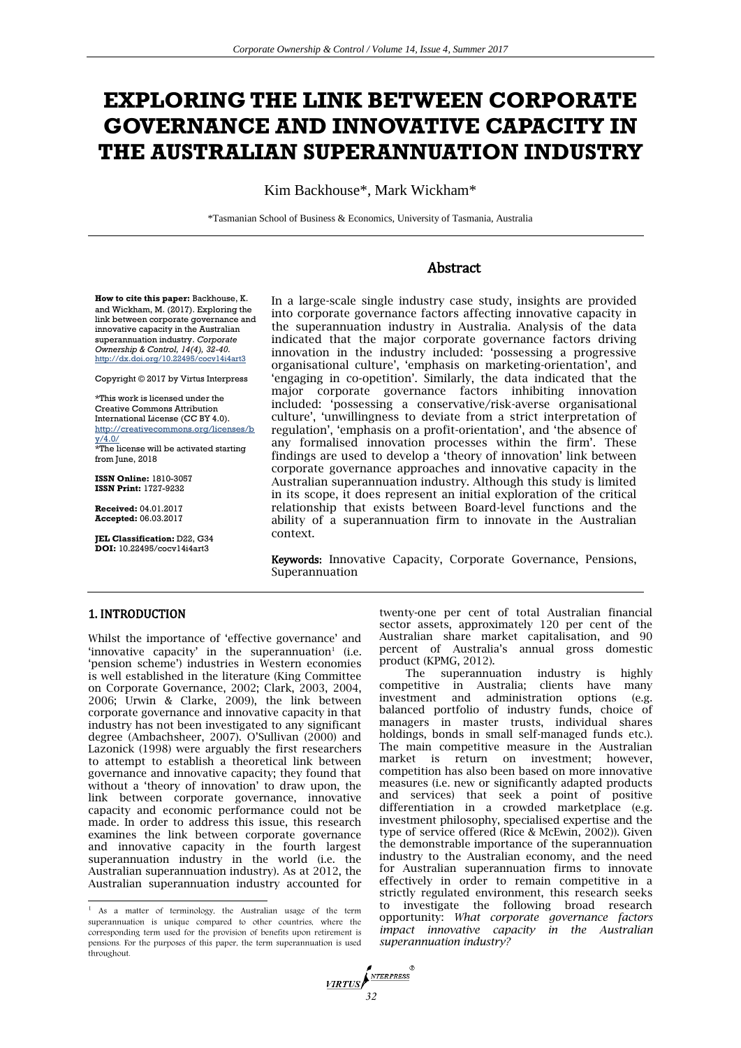# EXPLORING THE LINK BETWEEN CORPORATE GOVERNANCE AND INNOVATIVE CAPACITY IN THE AUSTRALIAN SUPERANNUATION INDUSTRY

Kim Backhouse*, Mark Wickham*

*Tasmanian School of Business & Economics, University of Tasmania, Australia

## Abstract

**How to cite this paper:** Backhouse, K. and Wickham, M. (2017). Exploring the link between corporate governance and innovative capacity in the Australian superannuation industry. *Corporate Ownership & Control, 14(4), 32-40.* http://dx.doi.org/10.22495/cocv14i4art3

Copyright © 2017 by Virtus Interpress

*This work is licensed under the Creative Commons Attribution International License (CC BY 4.0). http://creativecommons.org/licenses/by/4.0/
*The license will be activated starting from June, 2018

**ISSN Online:** 1810-3057
**ISSN Print:** 1727-9232

**Received:** 04.01.2017
**Accepted:** 06.03.2017

**JEL Classification:** D22, G34
**DOI:** 10.22495/cocv14i4art3

In a large-scale single industry case study, insights are provided into corporate governance factors affecting innovative capacity in the superannuation industry in Australia. Analysis of the data indicated that the major corporate governance factors driving innovation in the industry included: 'possessing a progressive organisational culture', 'emphasis on marketing-orientation', and 'engaging in co-opetition'. Similarly, the data indicated that the major corporate governance factors inhibiting innovation included: 'possessing a conservative/risk-averse organisational culture', 'unwillingness to deviate from a strict interpretation of regulation', 'emphasis on a profit-orientation', and 'the absence of any formalised innovation processes within the firm'. These findings are used to develop a 'theory of innovation' link between corporate governance approaches and innovative capacity in the Australian superannuation industry. Although this study is limited in its scope, it does represent an initial exploration of the critical relationship that exists between Board-level functions and the ability of a superannuation firm to innovate in the Australian context.

**Keywords:** Innovative Capacity, Corporate Governance, Pensions, Superannuation

## 1. INTRODUCTION

Whilst the importance of 'effective governance' and 'innovative capacity' in the superannuation[1] (i.e. 'pension scheme') industries in Western economies is well established in the literature (King Committee on Corporate Governance, 2002; Clark, 2003, 2004, 2006; Urwin & Clarke, 2009), the link between corporate governance and innovative capacity in that industry has not been investigated to any significant degree (Ambachsheer, 2007). O'Sullivan (2000) and Lazonick (1998) were arguably the first researchers to attempt to establish a theoretical link between governance and innovative capacity; they found that without a 'theory of innovation' to draw upon, the link between corporate governance, innovative capacity and economic performance could not be made. In order to address this issue, this research examines the link between corporate governance and innovative capacity in the fourth largest superannuation industry in the world (i.e. the Australian superannuation industry). As at 2012, the Australian superannuation industry accounted for twenty-one per cent of total Australian financial sector assets, approximately 120 per cent of the Australian share market capitalisation, and 90 percent of Australia's annual gross domestic product (KPMG, 2012).

The superannuation industry is highly competitive in Australia; clients have many investment and administration options (e.g. balanced portfolio of industry funds, choice of managers in master trusts, individual shares holdings, bonds in small self-managed funds etc.). The main competitive measure in the Australian market is return on investment; however, competition has also been based on more innovative measures (i.e. new or significantly adapted products and services) that seek a point of positive differentiation in a crowded marketplace (e.g. investment philosophy, specialised expertise and the type of service offered (Rice & McEwin, 2002)). Given the demonstrable importance of the superannuation industry to the Australian economy, and the need for Australian superannuation firms to innovate effectively in order to remain competitive in a strictly regulated environment, this research seeks to investigate the following broad research opportunity: *What corporate governance factors impact innovative capacity in the Australian superannuation industry?*

[1] As a matter of terminology, the Australian usage of the term superannuation is unique compared to other countries, where the corresponding term used for the provision of benefits upon retirement is pensions. For the purposes of this paper, the term superannuation is used throughout.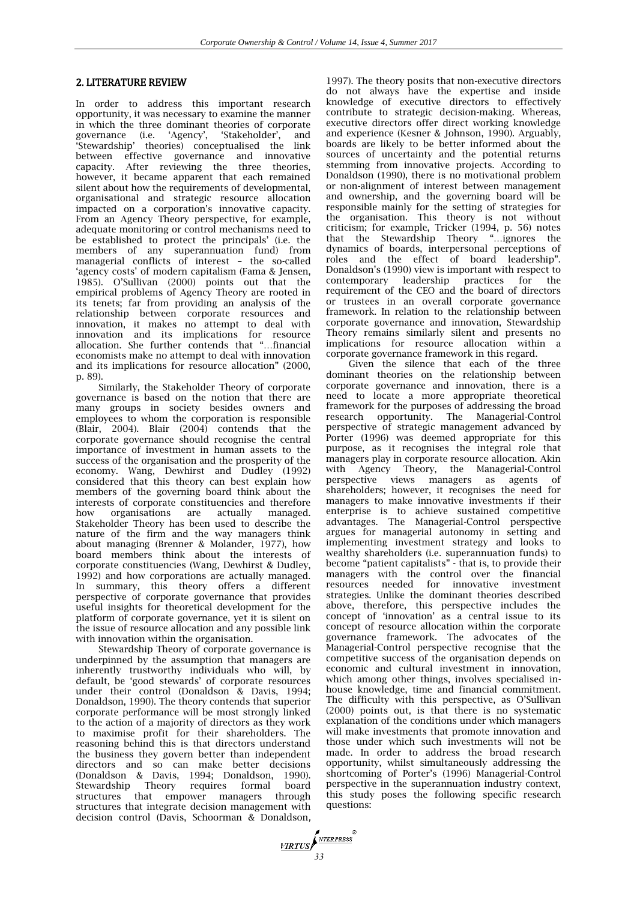## 2. LITERATURE REVIEW

In order to address this important research opportunity, it was necessary to examine the manner in which the three dominant theories of corporate governance (i.e. 'Agency', 'Stakeholder', and 'Stewardship' theories) conceptualised the link between effective governance and innovative capacity. After reviewing the three theories, however, it became apparent that each remained silent about how the requirements of developmental, organisational and strategic resource allocation impacted on a corporation's innovative capacity. From an Agency Theory perspective, for example, adequate monitoring or control mechanisms need to be established to protect the principals' (i.e. the members of any superannuation fund) from managerial conflicts of interest – the so-called 'agency costs' of modern capitalism (Fama & Jensen, 1985). O'Sullivan (2000) points out that the empirical problems of Agency Theory are rooted in its tenets; far from providing an analysis of the relationship between corporate resources and innovation, it makes no attempt to deal with innovation and its implications for resource allocation. She further contends that "…financial economists make no attempt to deal with innovation and its implications for resource allocation" (2000, p. 89).

Similarly, the Stakeholder Theory of corporate governance is based on the notion that there are many groups in society besides owners and employees to whom the corporation is responsible (Blair, 2004). Blair (2004) contends that the corporate governance should recognise the central importance of investment in human assets to the success of the organisation and the prosperity of the economy. Wang, Dewhirst and Dudley (1992) considered that this theory can best explain how members of the governing board think about the interests of corporate constituencies and therefore how organisations are actually managed. Stakeholder Theory has been used to describe the nature of the firm and the way managers think about managing (Brenner & Molander, 1977), how board members think about the interests of corporate constituencies (Wang, Dewhirst & Dudley, 1992) and how corporations are actually managed. In summary, this theory offers a different perspective of corporate governance that provides useful insights for theoretical development for the platform of corporate governance, yet it is silent on the issue of resource allocation and any possible link with innovation within the organisation.

Stewardship Theory of corporate governance is underpinned by the assumption that managers are inherently trustworthy individuals who will, by default, be 'good stewards' of corporate resources under their control (Donaldson & Davis, 1994; Donaldson, 1990). The theory contends that superior corporate performance will be most strongly linked to the action of a majority of directors as they work to maximise profit for their shareholders. The reasoning behind this is that directors understand the business they govern better than independent directors and so can make better decisions (Donaldson & Davis, 1994; Donaldson, 1990). Stewardship Theory requires formal board structures that empower managers through structures that integrate decision management with decision control (Davis, Schoorman & Donaldson, 1997). The theory posits that non-executive directors do not always have the expertise and inside knowledge of executive directors to effectively contribute to strategic decision-making. Whereas, executive directors offer direct working knowledge and experience (Kesner & Johnson, 1990). Arguably, boards are likely to be better informed about the sources of uncertainty and the potential returns stemming from innovative projects. According to Donaldson (1990), there is no motivational problem or non-alignment of interest between management and ownership, and the governing board will be responsible mainly for the setting of strategies for the organisation. This theory is not without criticism; for example, Tricker (1994, p. 56) notes that the Stewardship Theory "…ignores the dynamics of boards, interpersonal perceptions of roles and the effect of board leadership". Donaldson's (1990) view is important with respect to contemporary leadership practices for the requirement of the CEO and the board of directors or trustees in an overall corporate governance framework. In relation to the relationship between corporate governance and innovation, Stewardship Theory remains similarly silent and presents no implications for resource allocation within a corporate governance framework in this regard.

Given the silence that each of the three dominant theories on the relationship between corporate governance and innovation, there is a need to locate a more appropriate theoretical framework for the purposes of addressing the broad research opportunity. The Managerial-Control perspective of strategic management advanced by Porter (1996) was deemed appropriate for this purpose, as it recognises the integral role that managers play in corporate resource allocation. Akin with Agency Theory, the Managerial-Control perspective views managers as agents of shareholders; however, it recognises the need for managers to make innovative investments if their enterprise is to achieve sustained competitive advantages. The Managerial-Control perspective argues for managerial autonomy in setting and implementing investment strategy and looks to wealthy shareholders (i.e. superannuation funds) to become "patient capitalists" - that is, to provide their managers with the control over the financial resources needed for innovative investment strategies. Unlike the dominant theories described above, therefore, this perspective includes the concept of 'innovation' as a central issue to its concept of resource allocation within the corporate governance framework. The advocates of the Managerial-Control perspective recognise that the competitive success of the organisation depends on economic and cultural investment in innovation, which among other things, involves specialised in-house knowledge, time and financial commitment. The difficulty with this perspective, as O'Sullivan (2000) points out, is that there is no systematic explanation of the conditions under which managers will make investments that promote innovation and those under which such investments will not be made. In order to address the broad research opportunity, whilst simultaneously addressing the shortcoming of Porter's (1996) Managerial-Control perspective in the superannuation industry context, this study poses the following specific research questions: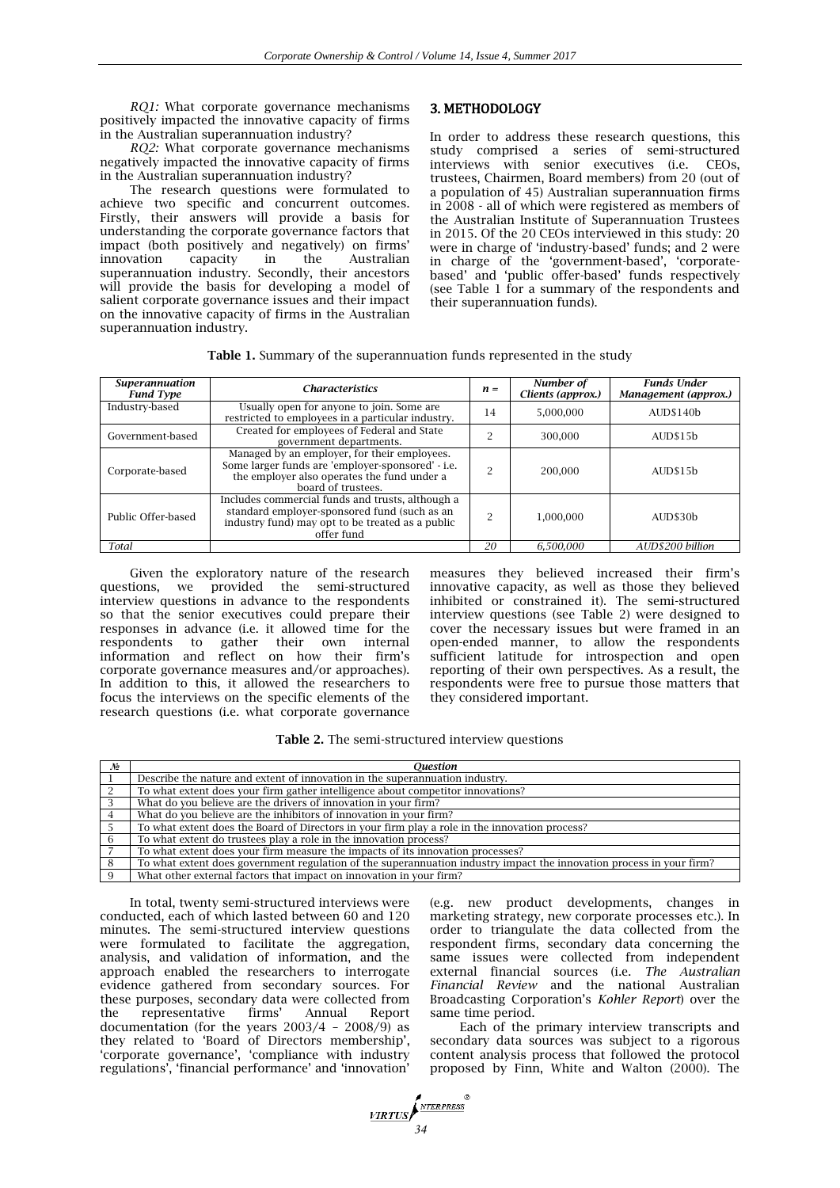*RQ1:* What corporate governance mechanisms positively impacted the innovative capacity of firms in the Australian superannuation industry?

*RQ2:* What corporate governance mechanisms negatively impacted the innovative capacity of firms in the Australian superannuation industry?

The research questions were formulated to achieve two specific and concurrent outcomes. Firstly, their answers will provide a basis for understanding the corporate governance factors that impact (both positively and negatively) on firms' innovation capacity in the Australian superannuation industry. Secondly, their ancestors will provide the basis for developing a model of salient corporate governance issues and their impact on the innovative capacity of firms in the Australian superannuation industry.

## 3. METHODOLOGY

In order to address these research questions, this study comprised a series of semi-structured interviews with senior executives (i.e. CEOs, trustees, Chairmen, Board members) from 20 (out of a population of 45) Australian superannuation firms in 2008 - all of which were registered as members of the Australian Institute of Superannuation Trustees in 2015. Of the 20 CEOs interviewed in this study: 20 were in charge of 'industry-based' funds; and 2 were in charge of the 'government-based', 'corporate-based' and 'public offer-based' funds respectively (see Table 1 for a summary of the respondents and their superannuation funds).

**Table 1.** Summary of the superannuation funds represented in the study

| *Superannuation Fund Type* | *Characteristics* | *n =* | *Number of Clients (approx.)* | *Funds Under Management (approx.)* |
|---|---|---|---|---|
| Industry-based | Usually open for anyone to join. Some are restricted to employees in a particular industry. | 14 | 5,000,000 | AUD$140b |
| Government-based | Created for employees of Federal and State government departments. | 2 | 300,000 | AUD$15b |
| Corporate-based | Managed by an employer, for their employees. Some larger funds are 'employer-sponsored' - i.e. the employer also operates the fund under a board of trustees. | 2 | 200,000 | AUD$15b |
| Public Offer-based | Includes commercial funds and trusts, although a standard employer-sponsored fund (such as an industry fund) may opt to be treated as a public offer fund | 2 | 1,000,000 | AUD$30b |
| *Total* | | *20* | *6,500,000* | *AUD$200 billion* |

Given the exploratory nature of the research questions, we provided the semi-structured interview questions in advance to the respondents so that the senior executives could prepare their responses in advance (i.e. it allowed time for the respondents to gather their own internal information and reflect on how their firm's corporate governance measures and/or approaches). In addition to this, it allowed the researchers to focus the interviews on the specific elements of the research questions (i.e. what corporate governance measures they believed increased their firm's innovative capacity, as well as those they believed inhibited or constrained it). The semi-structured interview questions (see Table 2) were designed to cover the necessary issues but were framed in an open-ended manner, to allow the respondents sufficient latitude for introspection and open reporting of their own perspectives. As a result, the respondents were free to pursue those matters that they considered important.

**Table 2.** The semi-structured interview questions

| *№* | *Question* |
|---|---|
| 1 | Describe the nature and extent of innovation in the superannuation industry. |
| 2 | To what extent does your firm gather intelligence about competitor innovations? |
| 3 | What do you believe are the drivers of innovation in your firm? |
| 4 | What do you believe are the inhibitors of innovation in your firm? |
| 5 | To what extent does the Board of Directors in your firm play a role in the innovation process? |
| 6 | To what extent do trustees play a role in the innovation process? |
| 7 | To what extent does your firm measure the impacts of its innovation processes? |
| 8 | To what extent does government regulation of the superannuation industry impact the innovation process in your firm? |
| 9 | What other external factors that impact on innovation in your firm? |

In total, twenty semi-structured interviews were conducted, each of which lasted between 60 and 120 minutes. The semi-structured interview questions were formulated to facilitate the aggregation, analysis, and validation of information, and the approach enabled the researchers to interrogate evidence gathered from secondary sources. For these purposes, secondary data were collected from the representative firms' Annual Report documentation (for the years 2003/4 – 2008/9) as they related to 'Board of Directors membership', 'corporate governance', 'compliance with industry regulations', 'financial performance' and 'innovation' (e.g. new product developments, changes in marketing strategy, new corporate processes etc.). In order to triangulate the data collected from the respondent firms, secondary data concerning the same issues were collected from independent external financial sources (i.e. *The Australian Financial Review* and the national Australian Broadcasting Corporation's *Kohler Report*) over the same time period.

Each of the primary interview transcripts and secondary data sources was subject to a rigorous content analysis process that followed the protocol proposed by Finn, White and Walton (2000). The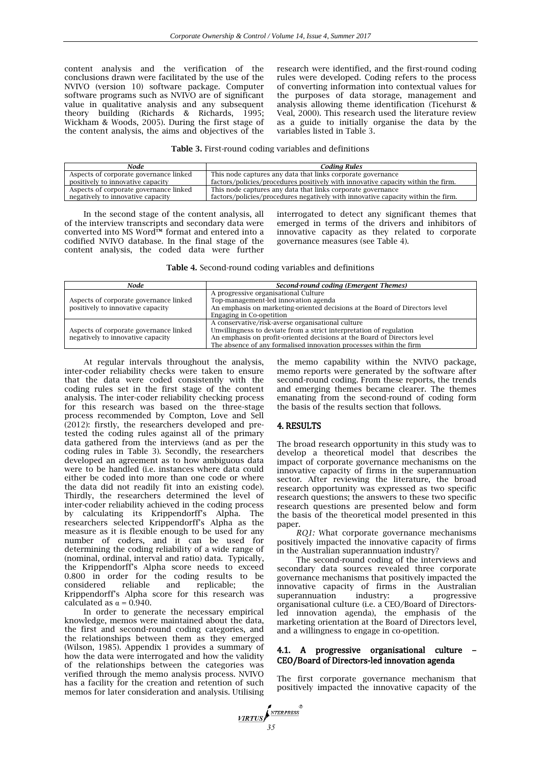content analysis and the verification of the conclusions drawn were facilitated by the use of the NVIVO (version 10) software package. Computer software programs such as NVIVO are of significant value in qualitative analysis and any subsequent theory building (Richards & Richards, 1995; Wickham & Woods, 2005). During the first stage of the content analysis, the aims and objectives of the research were identified, and the first-round coding rules were developed. Coding refers to the process of converting information into contextual values for the purposes of data storage, management and analysis allowing theme identification (Ticehurst & Veal, 2000). This research used the literature review as a guide to initially organise the data by the variables listed in Table 3.

**Table 3.** First-round coding variables and definitions

| *Node* | *Coding Rules* |
|---|---|
| Aspects of corporate governance linked positively to innovative capacity | This node captures any data that links corporate governance factors/policies/procedures positively with innovative capacity within the firm. |
| Aspects of corporate governance linked negatively to innovative capacity | This node captures any data that links corporate governance factors/policies/procedures negatively with innovative capacity within the firm. |

In the second stage of the content analysis, all of the interview transcripts and secondary data were converted into MS Word™ format and entered into a codified NVIVO database. In the final stage of the content analysis, the coded data were further interrogated to detect any significant themes that emerged in terms of the drivers and inhibitors of innovative capacity as they related to corporate governance measures (see Table 4).

**Table 4.** Second-round coding variables and definitions

| *Node* | *Second-round coding (Emergent Themes)* |
|---|---|
| Aspects of corporate governance linked positively to innovative capacity | A progressive organisational Culture<br>Top-management-led innovation agenda<br>An emphasis on marketing-oriented decisions at the Board of Directors level<br>Engaging in Co-opetition |
| Aspects of corporate governance linked negatively to innovative capacity | A conservative/risk-averse organisational culture<br>Unwillingness to deviate from a strict interpretation of regulation<br>An emphasis on profit-oriented decisions at the Board of Directors level<br>The absence of any formalised innovation processes within the firm |

At regular intervals throughout the analysis, inter-coder reliability checks were taken to ensure that the data were coded consistently with the coding rules set in the first stage of the content analysis. The inter-coder reliability checking process for this research was based on the three-stage process recommended by Compton, Love and Sell (2012): firstly, the researchers developed and pre-tested the coding rules against all of the primary data gathered from the interviews (and as per the coding rules in Table 3). Secondly, the researchers developed an agreement as to how ambiguous data were to be handled (i.e. instances where data could either be coded into more than one code or where the data did not readily fit into an existing code). Thirdly, the researchers determined the level of inter-coder reliability achieved in the coding process by calculating its Krippendorff's Alpha. The researchers selected Krippendorff's Alpha as the measure as it is flexible enough to be used for any number of coders, and it can be used for determining the coding reliability of a wide range of (nominal, ordinal, interval and ratio) data. Typically, the Krippendorff's Alpha score needs to exceed 0.800 in order for the coding results to be considered reliable and replicable; the Krippendorff's Alpha score for this research was calculated as $\alpha = 0.940$.

In order to generate the necessary empirical knowledge, memos were maintained about the data, the first and second-round coding categories, and the relationships between them as they emerged (Wilson, 1985). Appendix 1 provides a summary of how the data were interrogated and how the validity of the relationships between the categories was verified through the memo analysis process. NVIVO has a facility for the creation and retention of such memos for later consideration and analysis. Utilising the memo capability within the NVIVO package, memo reports were generated by the software after second-round coding. From these reports, the trends and emerging themes became clearer. The themes emanating from the second-round of coding form the basis of the results section that follows.

## 4. RESULTS

The broad research opportunity in this study was to develop a theoretical model that describes the impact of corporate governance mechanisms on the innovative capacity of firms in the superannuation sector. After reviewing the literature, the broad research opportunity was expressed as two specific research questions; the answers to these two specific research questions are presented below and form the basis of the theoretical model presented in this paper.

*RQ1:* What corporate governance mechanisms positively impacted the innovative capacity of firms in the Australian superannuation industry?

The second-round coding of the interviews and secondary data sources revealed three corporate governance mechanisms that positively impacted the innovative capacity of firms in the Australian superannuation industry: a progressive organisational culture (i.e. a CEO/Board of Directors-led innovation agenda), the emphasis of the marketing orientation at the Board of Directors level, and a willingness to engage in co-opetition.

### 4.1. A progressive organisational culture – CEO/Board of Directors-led innovation agenda

The first corporate governance mechanism that positively impacted the innovative capacity of the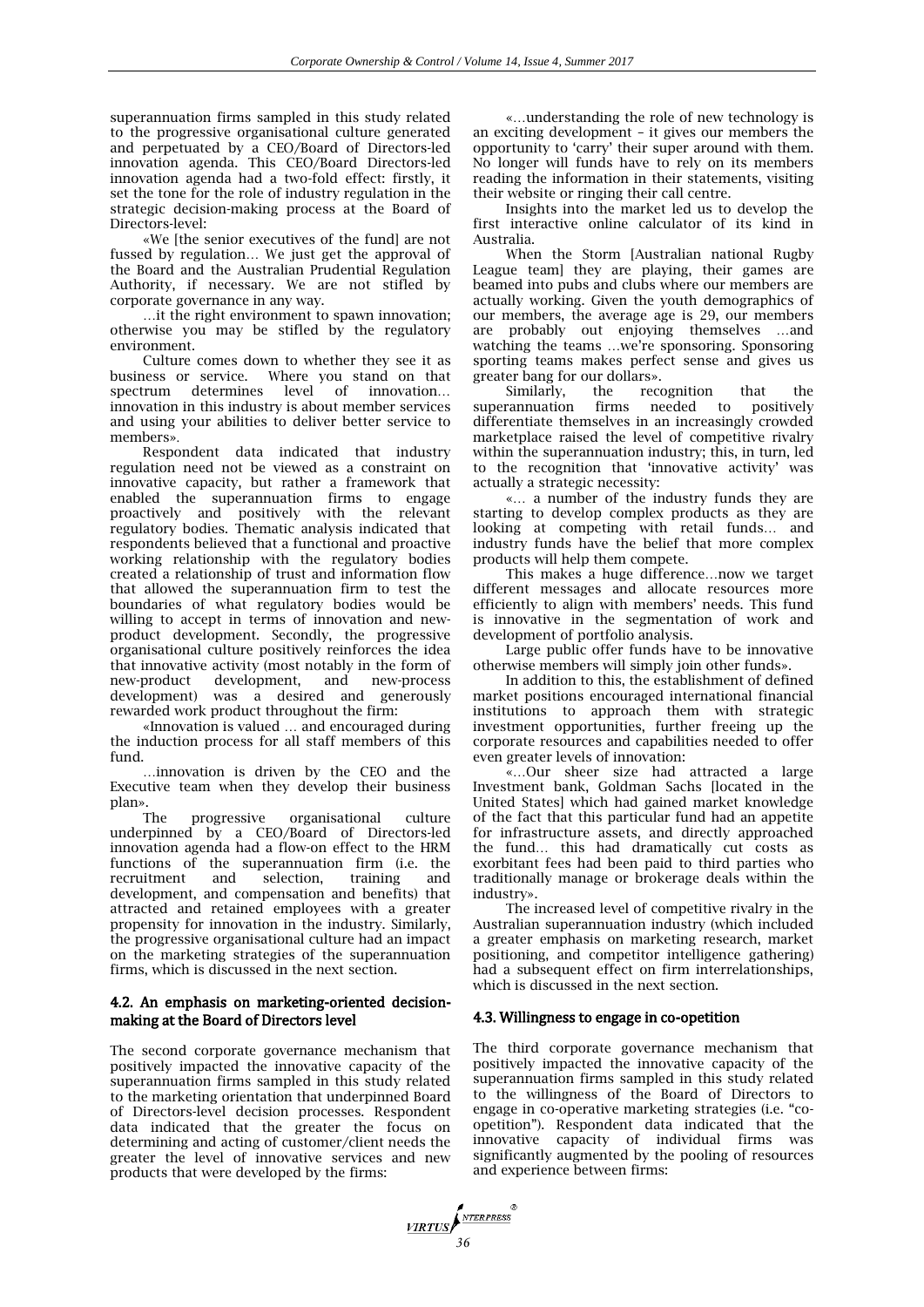superannuation firms sampled in this study related to the progressive organisational culture generated and perpetuated by a CEO/Board of Directors-led innovation agenda. This CEO/Board Directors-led innovation agenda had a two-fold effect: firstly, it set the tone for the role of industry regulation in the strategic decision-making process at the Board of Directors-level:

«We [the senior executives of the fund] are not fussed by regulation… We just get the approval of the Board and the Australian Prudential Regulation Authority, if necessary. We are not stifled by corporate governance in any way.

…it the right environment to spawn innovation; otherwise you may be stifled by the regulatory environment.

Culture comes down to whether they see it as business or service. Where you stand on that spectrum determines level of innovation… innovation in this industry is about member services and using your abilities to deliver better service to members».

Respondent data indicated that industry regulation need not be viewed as a constraint on innovative capacity, but rather a framework that enabled the superannuation firms to engage proactively and positively with the relevant regulatory bodies. Thematic analysis indicated that respondents believed that a functional and proactive working relationship with the regulatory bodies created a relationship of trust and information flow that allowed the superannuation firm to test the boundaries of what regulatory bodies would be willing to accept in terms of innovation and new-product development. Secondly, the progressive organisational culture positively reinforces the idea that innovative activity (most notably in the form of new-product development, and new-process development) was a desired and generously rewarded work product throughout the firm:

«Innovation is valued … and encouraged during the induction process for all staff members of this fund.

…innovation is driven by the CEO and the Executive team when they develop their business plan».

The progressive organisational culture underpinned by a CEO/Board of Directors-led innovation agenda had a flow-on effect to the HRM functions of the superannuation firm (i.e. the recruitment and selection, training and development, and compensation and benefits) that attracted and retained employees with a greater propensity for innovation in the industry. Similarly, the progressive organisational culture had an impact on the marketing strategies of the superannuation firms, which is discussed in the next section.

### 4.2. An emphasis on marketing-oriented decision-making at the Board of Directors level

The second corporate governance mechanism that positively impacted the innovative capacity of the superannuation firms sampled in this study related to the marketing orientation that underpinned Board of Directors-level decision processes. Respondent data indicated that the greater the focus on determining and acting of customer/client needs the greater the level of innovative services and new products that were developed by the firms:

«…understanding the role of new technology is an exciting development – it gives our members the opportunity to 'carry' their super around with them. No longer will funds have to rely on its members reading the information in their statements, visiting their website or ringing their call centre.

Insights into the market led us to develop the first interactive online calculator of its kind in Australia.

When the Storm [Australian national Rugby League team] they are playing, their games are beamed into pubs and clubs where our members are actually working. Given the youth demographics of our members, the average age is 29, our members are probably out enjoying themselves …and watching the teams …we're sponsoring. Sponsoring sporting teams makes perfect sense and gives us greater bang for our dollars».

Similarly, the recognition that the superannuation firms needed to positively differentiate themselves in an increasingly crowded marketplace raised the level of competitive rivalry within the superannuation industry; this, in turn, led to the recognition that 'innovative activity' was actually a strategic necessity:

«… a number of the industry funds they are starting to develop complex products as they are looking at competing with retail funds… and industry funds have the belief that more complex products will help them compete.

This makes a huge difference…now we target different messages and allocate resources more efficiently to align with members' needs. This fund is innovative in the segmentation of work and development of portfolio analysis.

Large public offer funds have to be innovative otherwise members will simply join other funds».

In addition to this, the establishment of defined market positions encouraged international financial institutions to approach them with strategic investment opportunities, further freeing up the corporate resources and capabilities needed to offer even greater levels of innovation:

«…Our sheer size had attracted a large Investment bank, Goldman Sachs [located in the United States] which had gained market knowledge of the fact that this particular fund had an appetite for infrastructure assets, and directly approached the fund… this had dramatically cut costs as exorbitant fees had been paid to third parties who traditionally manage or brokerage deals within the industry».

The increased level of competitive rivalry in the Australian superannuation industry (which included a greater emphasis on marketing research, market positioning, and competitor intelligence gathering) had a subsequent effect on firm interrelationships, which is discussed in the next section.

### 4.3. Willingness to engage in co-opetition

The third corporate governance mechanism that positively impacted the innovative capacity of the superannuation firms sampled in this study related to the willingness of the Board of Directors to engage in co-operative marketing strategies (i.e. "co-opetition"). Respondent data indicated that the innovative capacity of individual firms was significantly augmented by the pooling of resources and experience between firms: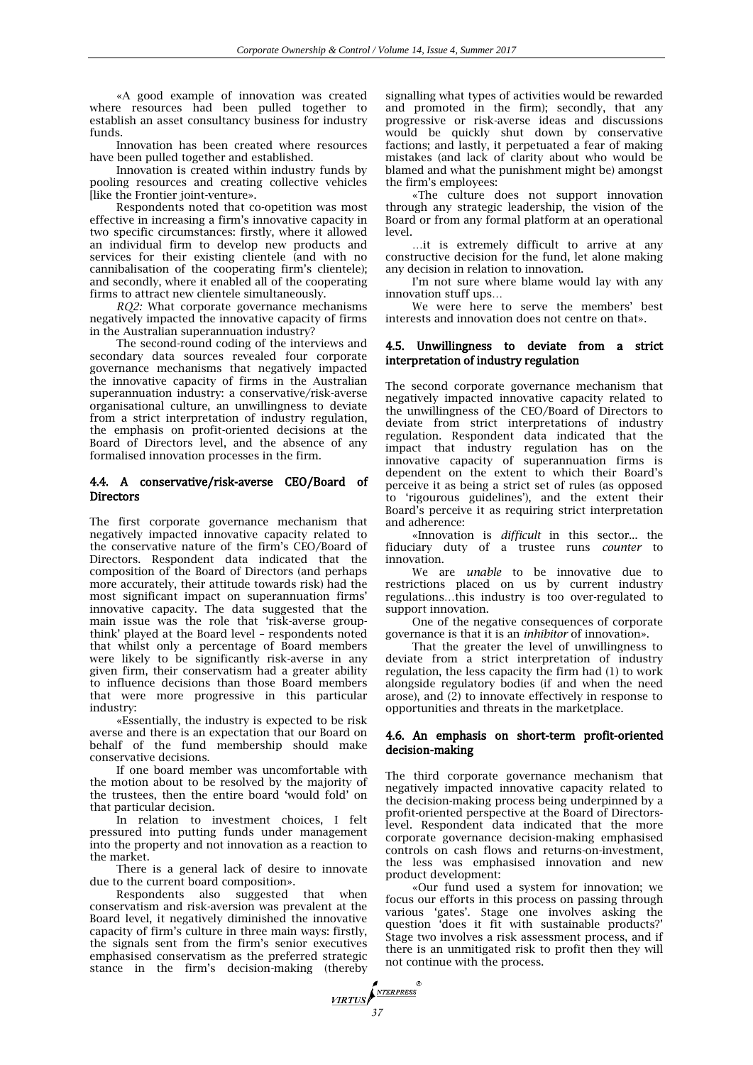«A good example of innovation was created where resources had been pulled together to establish an asset consultancy business for industry funds.

Innovation has been created where resources have been pulled together and established.

Innovation is created within industry funds by pooling resources and creating collective vehicles [like the Frontier joint-venture».

Respondents noted that co-opetition was most effective in increasing a firm's innovative capacity in two specific circumstances: firstly, where it allowed an individual firm to develop new products and services for their existing clientele (and with no cannibalisation of the cooperating firm's clientele); and secondly, where it enabled all of the cooperating firms to attract new clientele simultaneously.

*RQ2:* What corporate governance mechanisms negatively impacted the innovative capacity of firms in the Australian superannuation industry?

The second-round coding of the interviews and secondary data sources revealed four corporate governance mechanisms that negatively impacted the innovative capacity of firms in the Australian superannuation industry: a conservative/risk-averse organisational culture, an unwillingness to deviate from a strict interpretation of industry regulation, the emphasis on profit-oriented decisions at the Board of Directors level, and the absence of any formalised innovation processes in the firm.

### 4.4. A conservative/risk-averse CEO/Board of Directors

The first corporate governance mechanism that negatively impacted innovative capacity related to the conservative nature of the firm's CEO/Board of Directors. Respondent data indicated that the composition of the Board of Directors (and perhaps more accurately, their attitude towards risk) had the most significant impact on superannuation firms' innovative capacity. The data suggested that the main issue was the role that 'risk-averse group-think' played at the Board level – respondents noted that whilst only a percentage of Board members were likely to be significantly risk-averse in any given firm, their conservatism had a greater ability to influence decisions than those Board members that were more progressive in this particular industry:

«Essentially, the industry is expected to be risk averse and there is an expectation that our Board on behalf of the fund membership should make conservative decisions.

If one board member was uncomfortable with the motion about to be resolved by the majority of the trustees, then the entire board 'would fold' on that particular decision.

In relation to investment choices, I felt pressured into putting funds under management into the property and not innovation as a reaction to the market.

There is a general lack of desire to innovate due to the current board composition».

Respondents also suggested that when conservatism and risk-aversion was prevalent at the Board level, it negatively diminished the innovative capacity of firm's culture in three main ways: firstly, the signals sent from the firm's senior executives emphasised conservatism as the preferred strategic stance in the firm's decision-making (thereby signalling what types of activities would be rewarded and promoted in the firm); secondly, that any progressive or risk-averse ideas and discussions would be quickly shut down by conservative factions; and lastly, it perpetuated a fear of making mistakes (and lack of clarity about who would be blamed and what the punishment might be) amongst the firm's employees:

«The culture does not support innovation through any strategic leadership, the vision of the Board or from any formal platform at an operational level.

…it is extremely difficult to arrive at any constructive decision for the fund, let alone making any decision in relation to innovation.

I'm not sure where blame would lay with any innovation stuff ups…

We were here to serve the members' best interests and innovation does not centre on that».

### 4.5. Unwillingness to deviate from a strict interpretation of industry regulation

The second corporate governance mechanism that negatively impacted innovative capacity related to the unwillingness of the CEO/Board of Directors to deviate from strict interpretations of industry regulation. Respondent data indicated that the impact that industry regulation has on the innovative capacity of superannuation firms is dependent on the extent to which their Board's perceive it as being a strict set of rules (as opposed to 'rigourous guidelines'), and the extent their Board's perceive it as requiring strict interpretation and adherence:

«Innovation is *difficult* in this sector… the fiduciary duty of a trustee runs *counter* to innovation.

We are *unable* to be innovative due to restrictions placed on us by current industry regulations…this industry is too over-regulated to support innovation.

One of the negative consequences of corporate governance is that it is an *inhibitor* of innovation».

That the greater the level of unwillingness to deviate from a strict interpretation of industry regulation, the less capacity the firm had (1) to work alongside regulatory bodies (if and when the need arose), and (2) to innovate effectively in response to opportunities and threats in the marketplace.

### 4.6. An emphasis on short-term profit-oriented decision-making

The third corporate governance mechanism that negatively impacted innovative capacity related to the decision-making process being underpinned by a profit-oriented perspective at the Board of Directors-level. Respondent data indicated that the more corporate governance decision-making emphasised controls on cash flows and returns-on-investment, the less was emphasised innovation and new product development:

«Our fund used a system for innovation; we focus our efforts in this process on passing through various 'gates'. Stage one involves asking the question 'does it fit with sustainable products?' Stage two involves a risk assessment process, and if there is an unmitigated risk to profit then they will not continue with the process.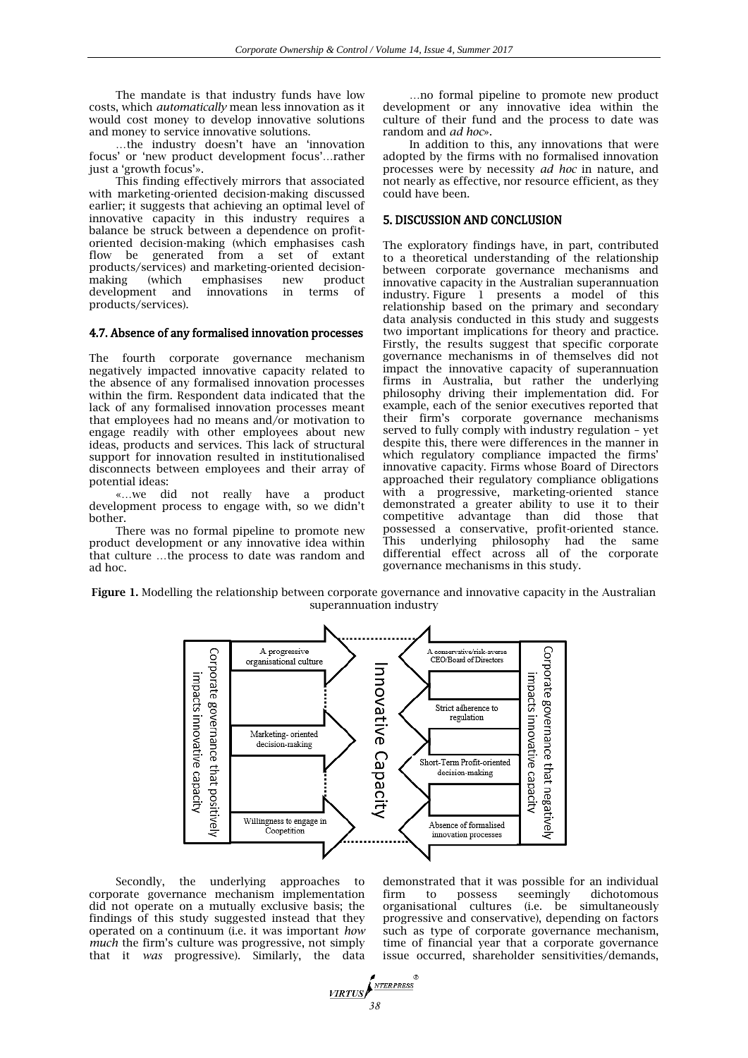The mandate is that industry funds have low costs, which *automatically* mean less innovation as it would cost money to develop innovative solutions and money to service innovative solutions.

…the industry doesn't have an 'innovation focus' or 'new product development focus'…rather just a 'growth focus'».

This finding effectively mirrors that associated with marketing-oriented decision-making discussed earlier; it suggests that achieving an optimal level of innovative capacity in this industry requires a balance be struck between a dependence on profit-oriented decision-making (which emphasises cash flow be generated from a set of extant products/services) and marketing-oriented decision-making (which emphasises new product development and innovations in terms of products/services).

### 4.7. Absence of any formalised innovation processes

The fourth corporate governance mechanism negatively impacted innovative capacity related to the absence of any formalised innovation processes within the firm. Respondent data indicated that the lack of any formalised innovation processes meant that employees had no means and/or motivation to engage readily with other employees about new ideas, products and services. This lack of structural support for innovation resulted in institutionalised disconnects between employees and their array of potential ideas:

«…we did not really have a product development process to engage with, so we didn't bother.

There was no formal pipeline to promote new product development or any innovative idea within that culture …the process to date was random and ad hoc.

…no formal pipeline to promote new product development or any innovative idea within the culture of their fund and the process to date was random and *ad hoc*».

In addition to this, any innovations that were adopted by the firms with no formalised innovation processes were by necessity *ad hoc* in nature, and not nearly as effective, nor resource efficient, as they could have been.

## 5. DISCUSSION AND CONCLUSION

The exploratory findings have, in part, contributed to a theoretical understanding of the relationship between corporate governance mechanisms and innovative capacity in the Australian superannuation industry. Figure 1 presents a model of this relationship based on the primary and secondary data analysis conducted in this study and suggests two important implications for theory and practice. Firstly, the results suggest that specific corporate governance mechanisms in of themselves did not impact the innovative capacity of superannuation firms in Australia, but rather the underlying philosophy driving their implementation did. For example, each of the senior executives reported that their firm's corporate governance mechanisms served to fully comply with industry regulation – yet despite this, there were differences in the manner in which regulatory compliance impacted the firms' innovative capacity. Firms whose Board of Directors approached their regulatory compliance obligations with a progressive, marketing-oriented stance demonstrated a greater ability to use it to their competitive advantage than did those that possessed a conservative, profit-oriented stance. This underlying philosophy had the same differential effect across all of the corporate governance mechanisms in this study.

**Figure 1.** Modelling the relationship between corporate governance and innovative capacity in the Australian superannuation industry

Corporate governance that positively impacts innovative capacity: A progressive organisational culture; Marketing- oriented decision-making; Willingness to engage in Coopetition

Innovative Capacity

Corporate governance that negatively impacts innovative capacity: A conservative/risk-averse CEO/Board of Directors; Strict adherence to regulation; Short-Term Profit-oriented decision-making; Absence of formalised innovation processes

Secondly, the underlying approaches to corporate governance mechanism implementation did not operate on a mutually exclusive basis; the findings of this study suggested instead that they operated on a continuum (i.e. it was important *how much* the firm's culture was progressive, not simply that it *was* progressive). Similarly, the data demonstrated that it was possible for an individual firm to possess seemingly dichotomous organisational cultures (i.e. be simultaneously progressive and conservative), depending on factors such as type of corporate governance mechanism, time of financial year that a corporate governance issue occurred, shareholder sensitivities/demands,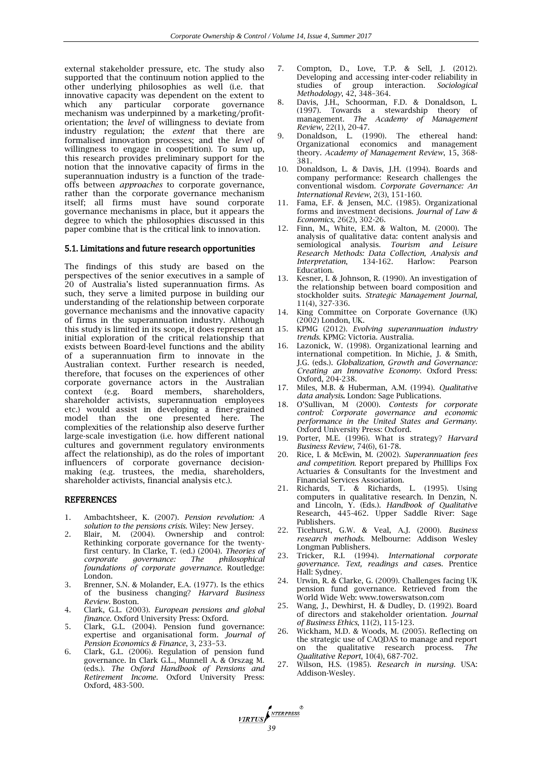external stakeholder pressure, etc. The study also supported that the continuum notion applied to the other underlying philosophies as well (i.e. that innovative capacity was dependent on the extent to which any particular corporate governance mechanism was underpinned by a marketing/profit-orientation; the *level* of willingness to deviate from industry regulation; the *extent* that there are formalised innovation processes; and the *level* of willingness to engage in coopetition). To sum up, this research provides preliminary support for the notion that the innovative capacity of firms in the superannuation industry is a function of the trade-offs between *approaches* to corporate governance, rather than the corporate governance mechanism itself; all firms must have sound corporate governance mechanisms in place, but it appears the degree to which the philosophies discussed in this paper combine that is the critical link to innovation.

### 5.1. Limitations and future research opportunities

The findings of this study are based on the perspectives of the senior executives in a sample of 20 of Australia's listed superannuation firms. As such, they serve a limited purpose in building our understanding of the relationship between corporate governance mechanisms and the innovative capacity of firms in the superannuation industry. Although this study is limited in its scope, it does represent an initial exploration of the critical relationship that exists between Board-level functions and the ability of a superannuation firm to innovate in the Australian context. Further research is needed, therefore, that focuses on the experiences of other corporate governance actors in the Australian context (e.g. Board members, shareholders, shareholder activists, superannuation employees etc.) would assist in developing a finer-grained model than the one presented here. The complexities of the relationship also deserve further large-scale investigation (i.e. how different national cultures and government regulatory environments affect the relationship), as do the roles of important influencers of corporate governance decision-making (e.g. trustees, the media, shareholders, shareholder activists, financial analysis etc.).

## REFERENCES

1. Ambachtsheer, K. (2007). *Pension revolution: A solution to the pensions crisis*. Wiley: New Jersey.
2. Blair, M. (2004). Ownership and control: Rethinking corporate governance for the twenty-first century. In Clarke, T. (ed.) (2004). *Theories of corporate governance: The philosophical foundations of corporate governance*. Routledge: London.
3. Brenner, S.N. & Molander, E.A. (1977). Is the ethics of the business changing? *Harvard Business Review*. Boston.
4. Clark, G.L. (2003). *European pensions and global finance*. Oxford University Press: Oxford.
5. Clark, G.L. (2004). Pension fund governance: expertise and organisational form. *Journal of Pension Economics & Finance*, 3, 233–53.
6. Clark, G.L. (2006). Regulation of pension fund governance. In Clark G.L., Munnell A. & Orszag M. (eds.). *The Oxford Handbook of Pensions and Retirement Income*. Oxford University Press: Oxford, 483-500.
7. Compton, D., Love, T.P. & Sell, J. (2012). Developing and accessing inter-coder reliability in studies of group interaction. *Sociological Methodology*, 42, 348–364.
8. Davis, J.H., Schoorman, F.D. & Donaldson, L. (1997). Towards a stewardship theory of management. *The Academy of Management Review*, 22(1), 20-47.
9. Donaldson, L. (1990). The ethereal hand: Organizational economics and management theory. *Academy of Management Review*, 15, 368-381.
10. Donaldson, L. & Davis, J.H. (1994). Boards and company performance: Research challenges the conventional wisdom. *Corporate Governance: An International Review*, 2(3), 151-160.
11. Fama, E.F. & Jensen, M.C. (1985). Organizational forms and investment decisions. *Journal of Law & Economics*, 26(2), 302-26.
12. Finn, M., White, E.M. & Walton, M. (2000). The analysis of qualitative data: content analysis and semiological analysis. *Tourism and Leisure Research Methods: Data Collection, Analysis and Interpretation*, 134-162. Harlow: Pearson Education.
13. Kesner, I. & Johnson, R. (1990). An investigation of the relationship between board composition and stockholder suits. *Strategic Management Journal,* 11(4), 327-336.
14. King Committee on Corporate Governance (UK) (2002) London, UK.
15. KPMG (2012). *Evolving superannuation industry trends*. KPMG: Victoria. Australia.
16. Lazonick, W. (1998). Organizational learning and international competition. In Michie, J. & Smith, J.G. (eds.). *Globalization, Growth and Governance: Creating an Innovative Economy*. Oxford Press: Oxford, 204-238.
17. Miles, M.B. & Huberman, A.M. (1994). *Qualitative data analysis.* London: Sage Publications.
18. O'Sullivan, M (2000). *Contests for corporate control: Corporate governance and economic performance in the United States and Germany*. Oxford University Press: Oxford.
19. Porter, M.E. (1996). What is strategy? *Harvard Business Review*, 74(6), 61-78.
20. Rice, I. & McEwin, M. (2002). *Superannuation fees and competition.* Report prepared by Philllips Fox Actuaries & Consultants for the Investment and Financial Services Association.
21. Richards, T. & Richards, L. (1995). Using computers in qualitative research. In Denzin, N. and Lincoln, Y. (Eds.). *Handbook of Qualitative* Research, 445-462. Upper Saddle River: Sage Publishers.
22. Ticehurst, G.W. & Veal, A.J. (2000). *Business research methods*. Melbourne: Addison Wesley Longman Publishers.
23. Tricker, R.I. (1994). *International corporate governance. Text, readings and case*s. Prentice Hall: Sydney.
24. Urwin, R. & Clarke, G. (2009). Challenges facing UK pension fund governance. Retrieved from the World Wide Web: www.towerswatson.com
25. Wang, J., Dewhirst, H. & Dudley, D. (1992). Board of directors and stakeholder orientation. *Journal of Business Ethics*, 11(2), 115-123.
26. Wickham, M.D. & Woods, M. (2005). Reflecting on the strategic use of CAQDAS to manage and report on the qualitative research process. *The Qualitative Report*, 10(4), 687-702.
27. Wilson, H.S. (1985). *Research in nursing*. USA: Addison-Wesley.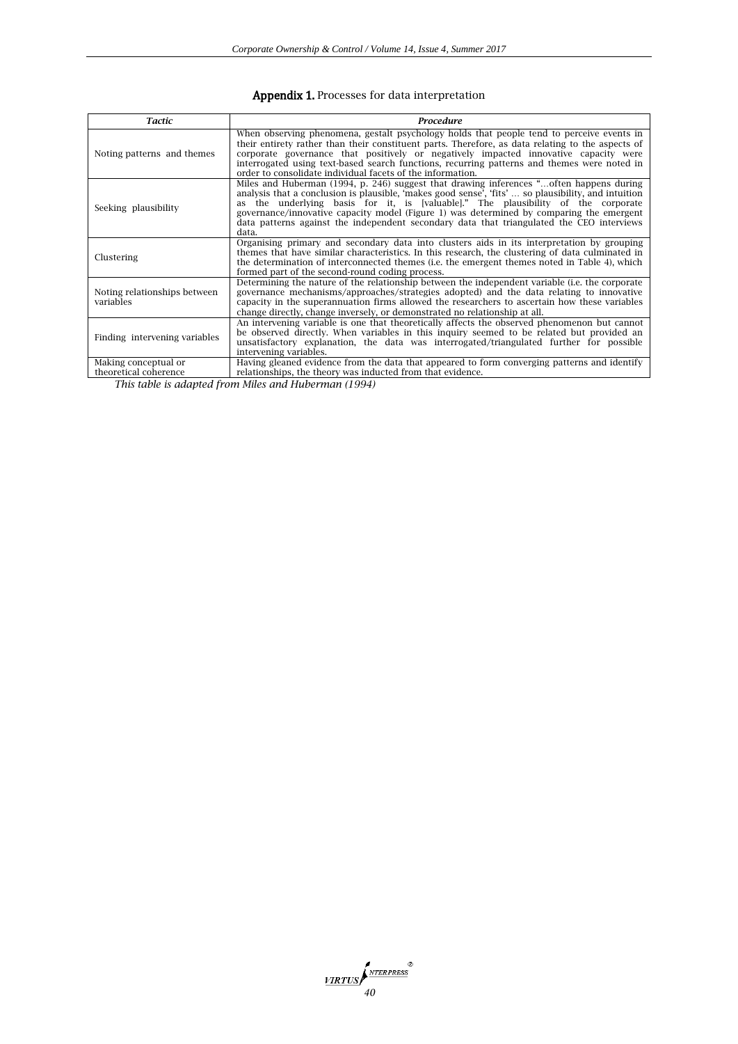**Appendix 1.** Processes for data interpretation

| *Tactic* | *Procedure* |
|---|---|
| Noting patterns and themes | When observing phenomena, gestalt psychology holds that people tend to perceive events in their entirety rather than their constituent parts. Therefore, as data relating to the aspects of corporate governance that positively or negatively impacted innovative capacity were interrogated using text-based search functions, recurring patterns and themes were noted in order to consolidate individual facets of the information. |
| Seeking plausibility | Miles and Huberman (1994, p. 246) suggest that drawing inferences "…often happens during analysis that a conclusion is plausible, 'makes good sense', 'fits' … so plausibility, and intuition as the underlying basis for it, is [valuable]." The plausibility of the corporate governance/innovative capacity model (Figure 1) was determined by comparing the emergent data patterns against the independent secondary data that triangulated the CEO interviews data. |
| Clustering | Organising primary and secondary data into clusters aids in its interpretation by grouping themes that have similar characteristics. In this research, the clustering of data culminated in the determination of interconnected themes (i.e. the emergent themes noted in Table 4), which formed part of the second-round coding process. |
| Noting relationships between variables | Determining the nature of the relationship between the independent variable (i.e. the corporate governance mechanisms/approaches/strategies adopted) and the data relating to innovative capacity in the superannuation firms allowed the researchers to ascertain how these variables change directly, change inversely, or demonstrated no relationship at all. |
| Finding intervening variables | An intervening variable is one that theoretically affects the observed phenomenon but cannot be observed directly. When variables in this inquiry seemed to be related but provided an unsatisfactory explanation, the data was interrogated/triangulated further for possible intervening variables. |
| Making conceptual or theoretical coherence | Having gleaned evidence from the data that appeared to form converging patterns and identify relationships, the theory was inducted from that evidence. |

*This table is adapted from Miles and Huberman (1994)*